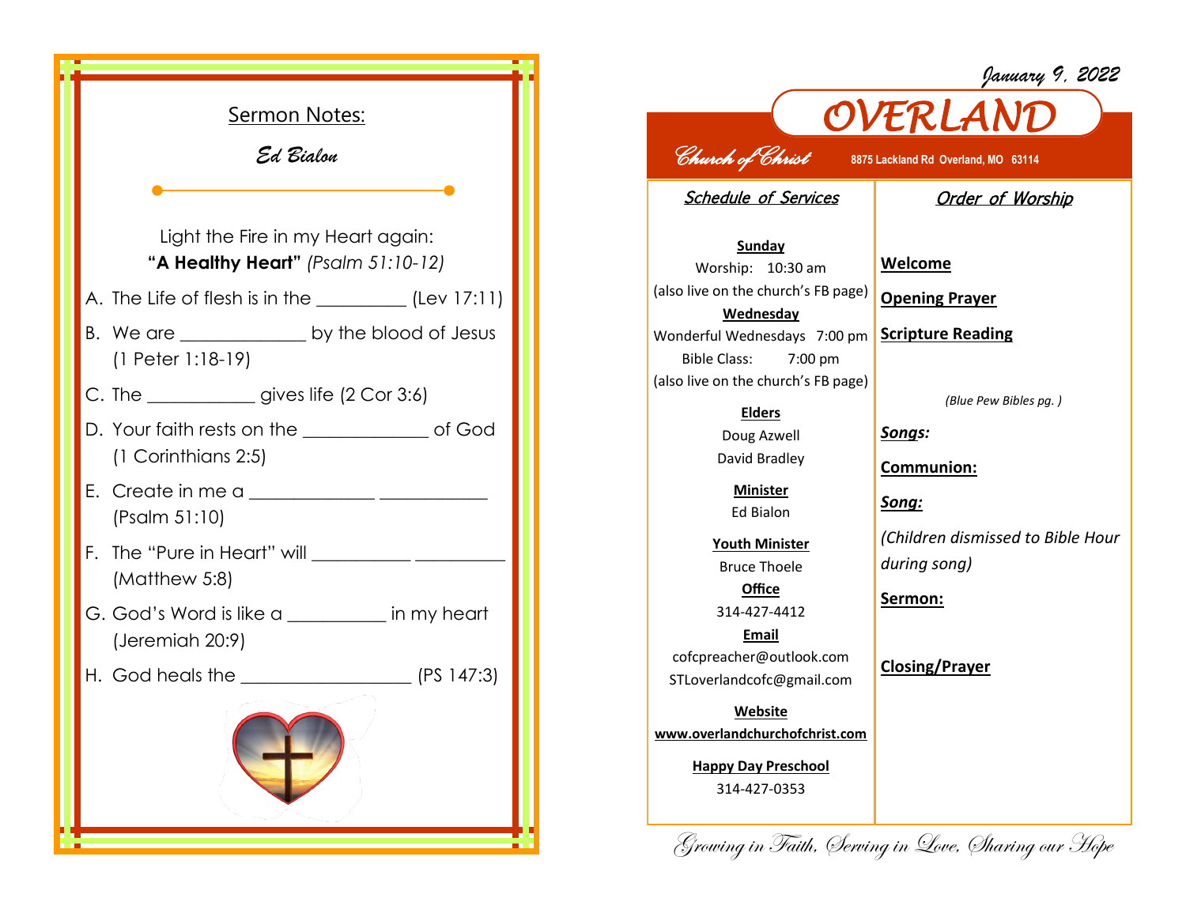## Sermon Notes:

*Ed Bialon*

Light the Fire in my Heart again:
**"A Healthy Heart"** *(Psalm 51:10-12)*

A. The Life of flesh is in the _________ (Lev 17:11)

B. We are _____________ by the blood of Jesus (1 Peter 1:18-19)

C. The ___________ gives life (2 Cor 3:6)

D. Your faith rests on the _____________ of God (1 Corinthians 2:5)

E. Create in me a _____________ ___________ (Psalm 51:10)

F. The "Pure in Heart" will __________ _________ (Matthew 5:8)

G. God's Word is like a __________ in my heart (Jeremiah 20:9)

H. God heals the _________________ (PS 147:3)

*January 9, 2022*

# OVERLAND

*Church of Christ* **8875 Lackland Rd Overland, MO 63114**

## *Schedule of Services*

**Sunday**
Worship: 10:30 am
(also live on the church's FB page)

**Wednesday**
Wonderful Wednesdays 7:00 pm
Bible Class: 7:00 pm
(also live on the church's FB page)

**Elders**
Doug Azwell
David Bradley

**Minister**
Ed Bialon

**Youth Minister**
Bruce Thoele

**Office**
314-427-4412

**Email**
cofcpreacher@outlook.com
STLoverlandcofc@gmail.com

**Website**
**www.overlandchurchofchrist.com**

**Happy Day Preschool**
314-427-0353

## *Order of Worship*

**Welcome**

**Opening Prayer**

**Scripture Reading**

*(Blue Pew Bibles pg. )*

***Songs:***

**Communion:**

***Song:***

*(Children dismissed to Bible Hour during song)*

**Sermon:**

**Closing/Prayer**

*Growing in Faith, Serving in Love, Sharing our Hope*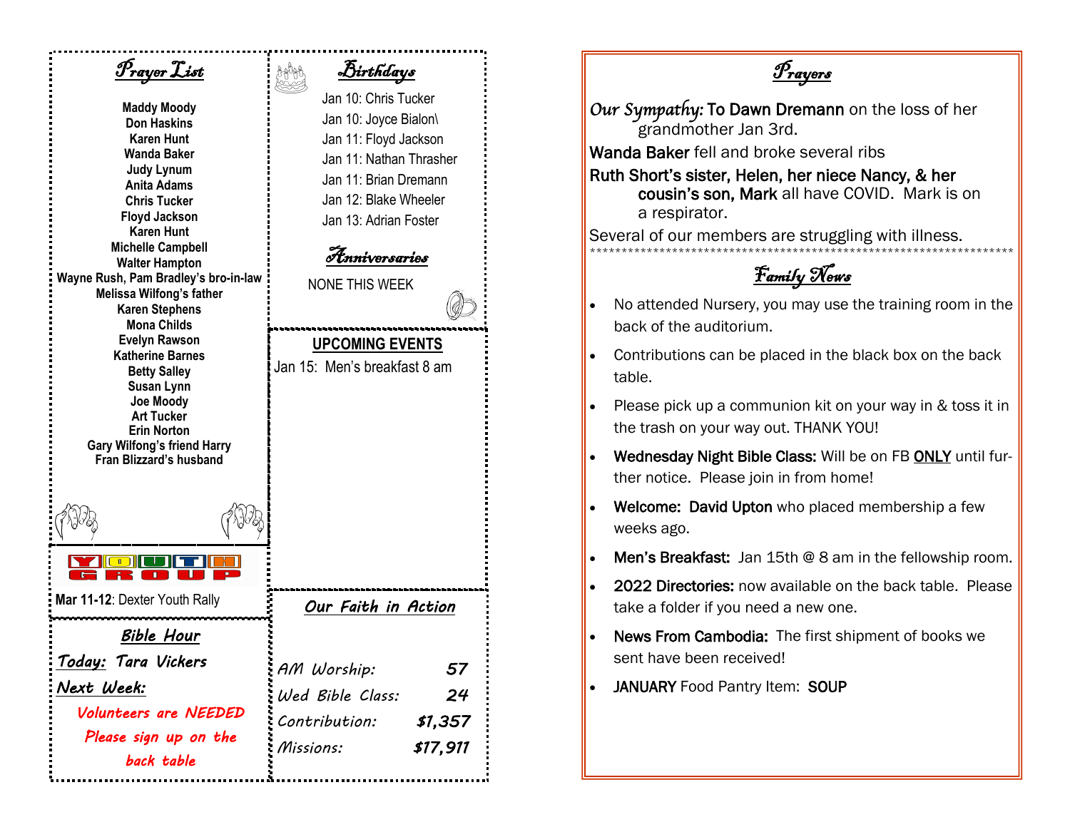## Prayer List

Maddy Moody
Don Haskins
Karen Hunt
Wanda Baker
Judy Lynum
Anita Adams
Chris Tucker
Floyd Jackson
Karen Hunt
Michelle Campbell
Walter Hampton
Wayne Rush, Pam Bradley's bro-in-law
Melissa Wilfong's father
Karen Stephens
Mona Childs
Evelyn Rawson
Katherine Barnes
Betty Salley
Susan Lynn
Joe Moody
Art Tucker
Erin Norton
Gary Wilfong's friend Harry
Fran Blizzard's husband

## YOUTH GROUP

**Mar 11-12**: Dexter Youth Rally

## Bible Hour

*Today:* Tara Vickers

*Next Week:*

Volunteers are NEEDED
Please sign up on the back table

## Birthdays

Jan 10: Chris Tucker
Jan 10: Joyce Bialon\
Jan 11: Floyd Jackson
Jan 11: Nathan Thrasher
Jan 11: Brian Dremann
Jan 12: Blake Wheeler
Jan 13: Adrian Foster

## Anniversaries

NONE THIS WEEK

## UPCOMING EVENTS

Jan 15: Men's breakfast 8 am

## Our Faith in Action

| | |
|---|---|
| AM Worship: | 57 |
| Wed Bible Class: | 24 |
| Contribution: | $1,357 |
| Missions: | $17,911 |

## Prayers

*Our Sympathy:* To Dawn Dremann on the loss of her grandmother Jan 3rd.

Wanda Baker fell and broke several ribs

Ruth Short's sister, Helen, her niece Nancy, & her cousin's son, Mark all have COVID. Mark is on a respirator.

Several of our members are struggling with illness.

*********************************************************************

## Family News

- No attended Nursery, you may use the training room in the back of the auditorium.
- Contributions can be placed in the black box on the back table.
- Please pick up a communion kit on your way in & toss it in the trash on your way out. THANK YOU!
- Wednesday Night Bible Class: Will be on FB ONLY until further notice. Please join in from home!
- Welcome: David Upton who placed membership a few weeks ago.
- Men's Breakfast: Jan 15th @ 8 am in the fellowship room.
- 2022 Directories: now available on the back table. Please take a folder if you need a new one.
- News From Cambodia: The first shipment of books we sent have been received!
- JANUARY Food Pantry Item: SOUP